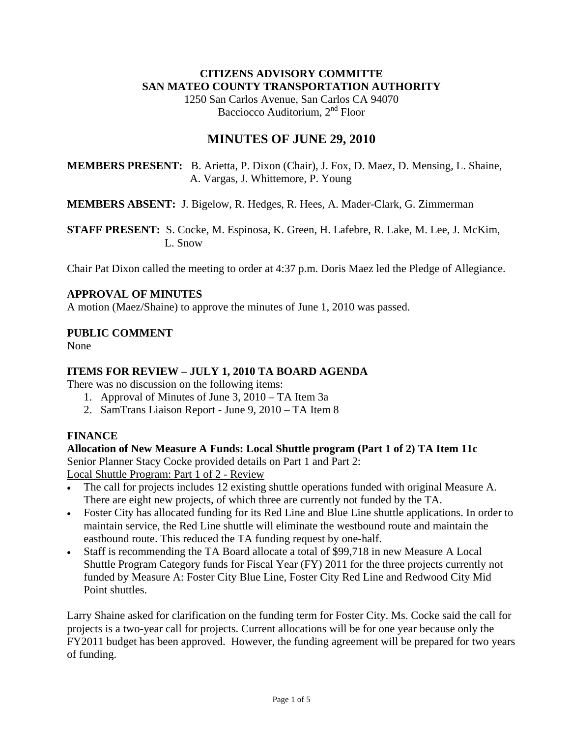**CITIZENS ADVISORY COMMITTE**
**SAN MATEO COUNTY TRANSPORTATION AUTHORITY**
1250 San Carlos Avenue, San Carlos CA 94070
Bacciocco Auditorium, 2nd Floor

# MINUTES OF JUNE 29, 2010

**MEMBERS PRESENT:** B. Arietta, P. Dixon (Chair), J. Fox, D. Maez, D. Mensing, L. Shaine, A. Vargas, J. Whittemore, P. Young

**MEMBERS ABSENT:** J. Bigelow, R. Hedges, R. Hees, A. Mader-Clark, G. Zimmerman

**STAFF PRESENT:** S. Cocke, M. Espinosa, K. Green, H. Lafebre, R. Lake, M. Lee, J. McKim, L. Snow

Chair Pat Dixon called the meeting to order at 4:37 p.m. Doris Maez led the Pledge of Allegiance.

## APPROVAL OF MINUTES

A motion (Maez/Shaine) to approve the minutes of June 1, 2010 was passed.

## PUBLIC COMMENT

None

## ITEMS FOR REVIEW – JULY 1, 2010 TA BOARD AGENDA

There was no discussion on the following items:

1. Approval of Minutes of June 3, 2010 – TA Item 3a
2. SamTrans Liaison Report - June 9, 2010 – TA Item 8

## FINANCE

**Allocation of New Measure A Funds: Local Shuttle program (Part 1 of 2) TA Item 11c**

Senior Planner Stacy Cocke provided details on Part 1 and Part 2:

Local Shuttle Program: Part 1 of 2 - Review

- The call for projects includes 12 existing shuttle operations funded with original Measure A. There are eight new projects, of which three are currently not funded by the TA.
- Foster City has allocated funding for its Red Line and Blue Line shuttle applications. In order to maintain service, the Red Line shuttle will eliminate the westbound route and maintain the eastbound route. This reduced the TA funding request by one-half.
- Staff is recommending the TA Board allocate a total of $99,718 in new Measure A Local Shuttle Program Category funds for Fiscal Year (FY) 2011 for the three projects currently not funded by Measure A: Foster City Blue Line, Foster City Red Line and Redwood City Mid Point shuttles.

Larry Shaine asked for clarification on the funding term for Foster City. Ms. Cocke said the call for projects is a two-year call for projects. Current allocations will be for one year because only the FY2011 budget has been approved. However, the funding agreement will be prepared for two years of funding.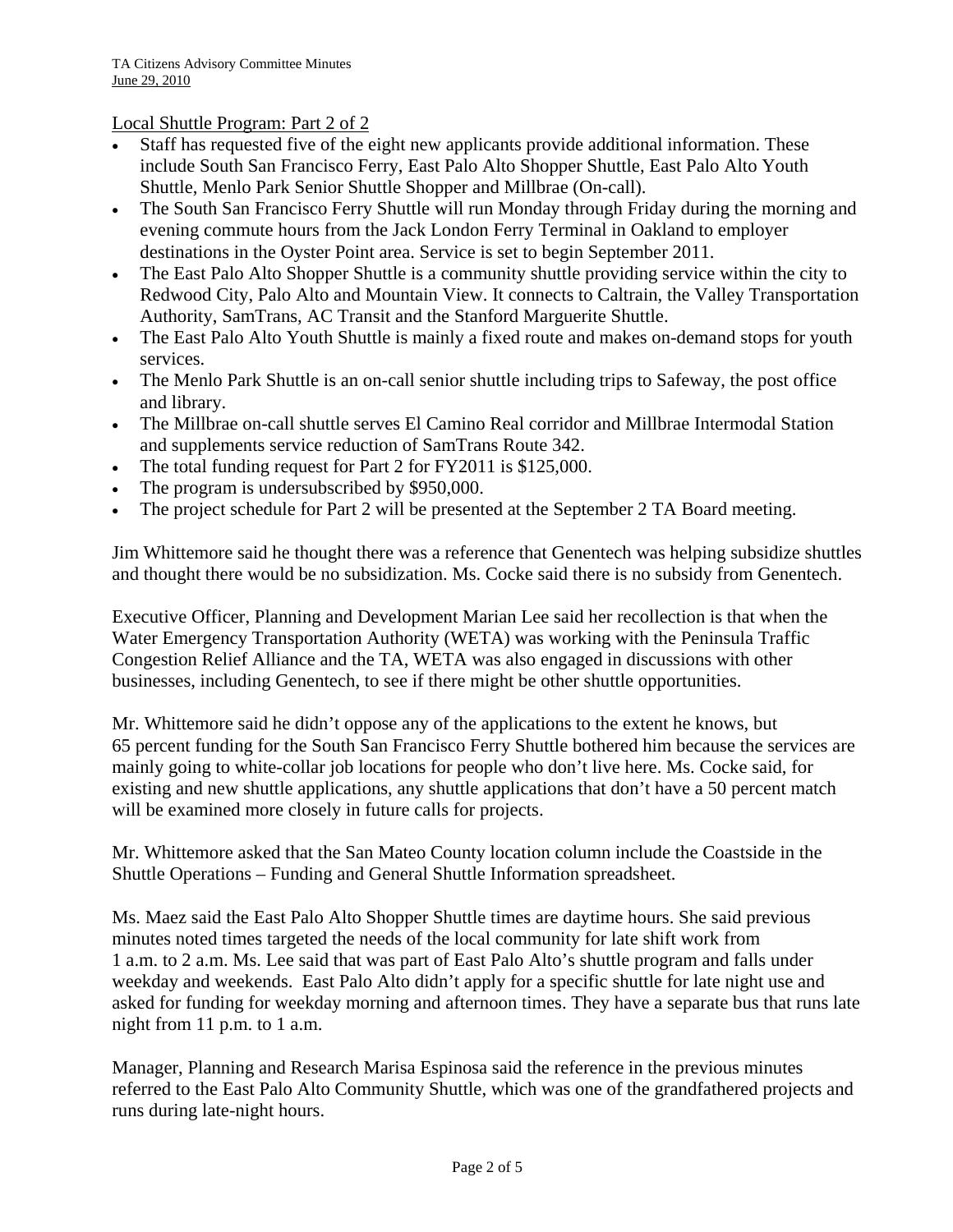Local Shuttle Program: Part 2 of 2

- Staff has requested five of the eight new applicants provide additional information. These include South San Francisco Ferry, East Palo Alto Shopper Shuttle, East Palo Alto Youth Shuttle, Menlo Park Senior Shuttle Shopper and Millbrae (On-call).
- The South San Francisco Ferry Shuttle will run Monday through Friday during the morning and evening commute hours from the Jack London Ferry Terminal in Oakland to employer destinations in the Oyster Point area. Service is set to begin September 2011.
- The East Palo Alto Shopper Shuttle is a community shuttle providing service within the city to Redwood City, Palo Alto and Mountain View. It connects to Caltrain, the Valley Transportation Authority, SamTrans, AC Transit and the Stanford Marguerite Shuttle.
- The East Palo Alto Youth Shuttle is mainly a fixed route and makes on-demand stops for youth services.
- The Menlo Park Shuttle is an on-call senior shuttle including trips to Safeway, the post office and library.
- The Millbrae on-call shuttle serves El Camino Real corridor and Millbrae Intermodal Station and supplements service reduction of SamTrans Route 342.
- The total funding request for Part 2 for FY2011 is $125,000.
- The program is undersubscribed by $950,000.
- The project schedule for Part 2 will be presented at the September 2 TA Board meeting.

Jim Whittemore said he thought there was a reference that Genentech was helping subsidize shuttles and thought there would be no subsidization. Ms. Cocke said there is no subsidy from Genentech.

Executive Officer, Planning and Development Marian Lee said her recollection is that when the Water Emergency Transportation Authority (WETA) was working with the Peninsula Traffic Congestion Relief Alliance and the TA, WETA was also engaged in discussions with other businesses, including Genentech, to see if there might be other shuttle opportunities.

Mr. Whittemore said he didn't oppose any of the applications to the extent he knows, but 65 percent funding for the South San Francisco Ferry Shuttle bothered him because the services are mainly going to white-collar job locations for people who don't live here. Ms. Cocke said, for existing and new shuttle applications, any shuttle applications that don't have a 50 percent match will be examined more closely in future calls for projects.

Mr. Whittemore asked that the San Mateo County location column include the Coastside in the Shuttle Operations – Funding and General Shuttle Information spreadsheet.

Ms. Maez said the East Palo Alto Shopper Shuttle times are daytime hours. She said previous minutes noted times targeted the needs of the local community for late shift work from 1 a.m. to 2 a.m. Ms. Lee said that was part of East Palo Alto's shuttle program and falls under weekday and weekends. East Palo Alto didn't apply for a specific shuttle for late night use and asked for funding for weekday morning and afternoon times. They have a separate bus that runs late night from 11 p.m. to 1 a.m.

Manager, Planning and Research Marisa Espinosa said the reference in the previous minutes referred to the East Palo Alto Community Shuttle, which was one of the grandfathered projects and runs during late-night hours.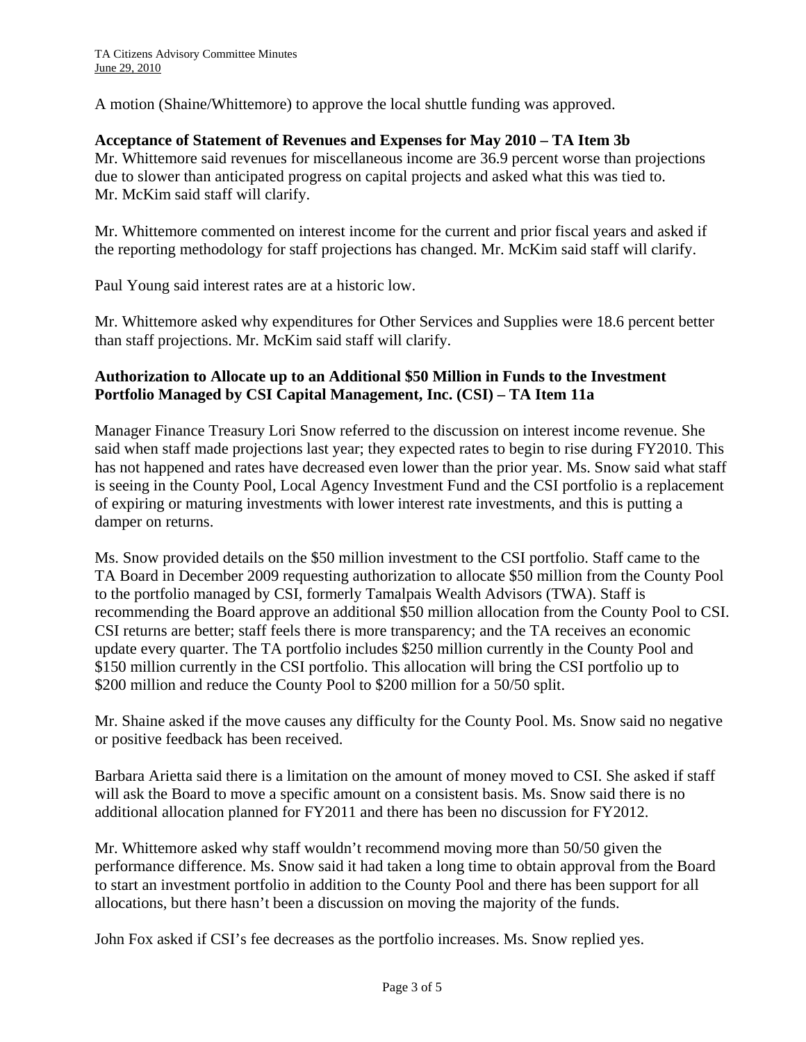A motion (Shaine/Whittemore) to approve the local shuttle funding was approved.

**Acceptance of Statement of Revenues and Expenses for May 2010 – TA Item 3b**

Mr. Whittemore said revenues for miscellaneous income are 36.9 percent worse than projections due to slower than anticipated progress on capital projects and asked what this was tied to. Mr. McKim said staff will clarify.

Mr. Whittemore commented on interest income for the current and prior fiscal years and asked if the reporting methodology for staff projections has changed. Mr. McKim said staff will clarify.

Paul Young said interest rates are at a historic low.

Mr. Whittemore asked why expenditures for Other Services and Supplies were 18.6 percent better than staff projections. Mr. McKim said staff will clarify.

**Authorization to Allocate up to an Additional $50 Million in Funds to the Investment Portfolio Managed by CSI Capital Management, Inc. (CSI) – TA Item 11a**

Manager Finance Treasury Lori Snow referred to the discussion on interest income revenue. She said when staff made projections last year; they expected rates to begin to rise during FY2010. This has not happened and rates have decreased even lower than the prior year. Ms. Snow said what staff is seeing in the County Pool, Local Agency Investment Fund and the CSI portfolio is a replacement of expiring or maturing investments with lower interest rate investments, and this is putting a damper on returns.

Ms. Snow provided details on the $50 million investment to the CSI portfolio. Staff came to the TA Board in December 2009 requesting authorization to allocate $50 million from the County Pool to the portfolio managed by CSI, formerly Tamalpais Wealth Advisors (TWA). Staff is recommending the Board approve an additional $50 million allocation from the County Pool to CSI. CSI returns are better; staff feels there is more transparency; and the TA receives an economic update every quarter. The TA portfolio includes $250 million currently in the County Pool and $150 million currently in the CSI portfolio. This allocation will bring the CSI portfolio up to $200 million and reduce the County Pool to $200 million for a 50/50 split.

Mr. Shaine asked if the move causes any difficulty for the County Pool. Ms. Snow said no negative or positive feedback has been received.

Barbara Arietta said there is a limitation on the amount of money moved to CSI. She asked if staff will ask the Board to move a specific amount on a consistent basis. Ms. Snow said there is no additional allocation planned for FY2011 and there has been no discussion for FY2012.

Mr. Whittemore asked why staff wouldn't recommend moving more than 50/50 given the performance difference. Ms. Snow said it had taken a long time to obtain approval from the Board to start an investment portfolio in addition to the County Pool and there has been support for all allocations, but there hasn't been a discussion on moving the majority of the funds.

John Fox asked if CSI's fee decreases as the portfolio increases. Ms. Snow replied yes.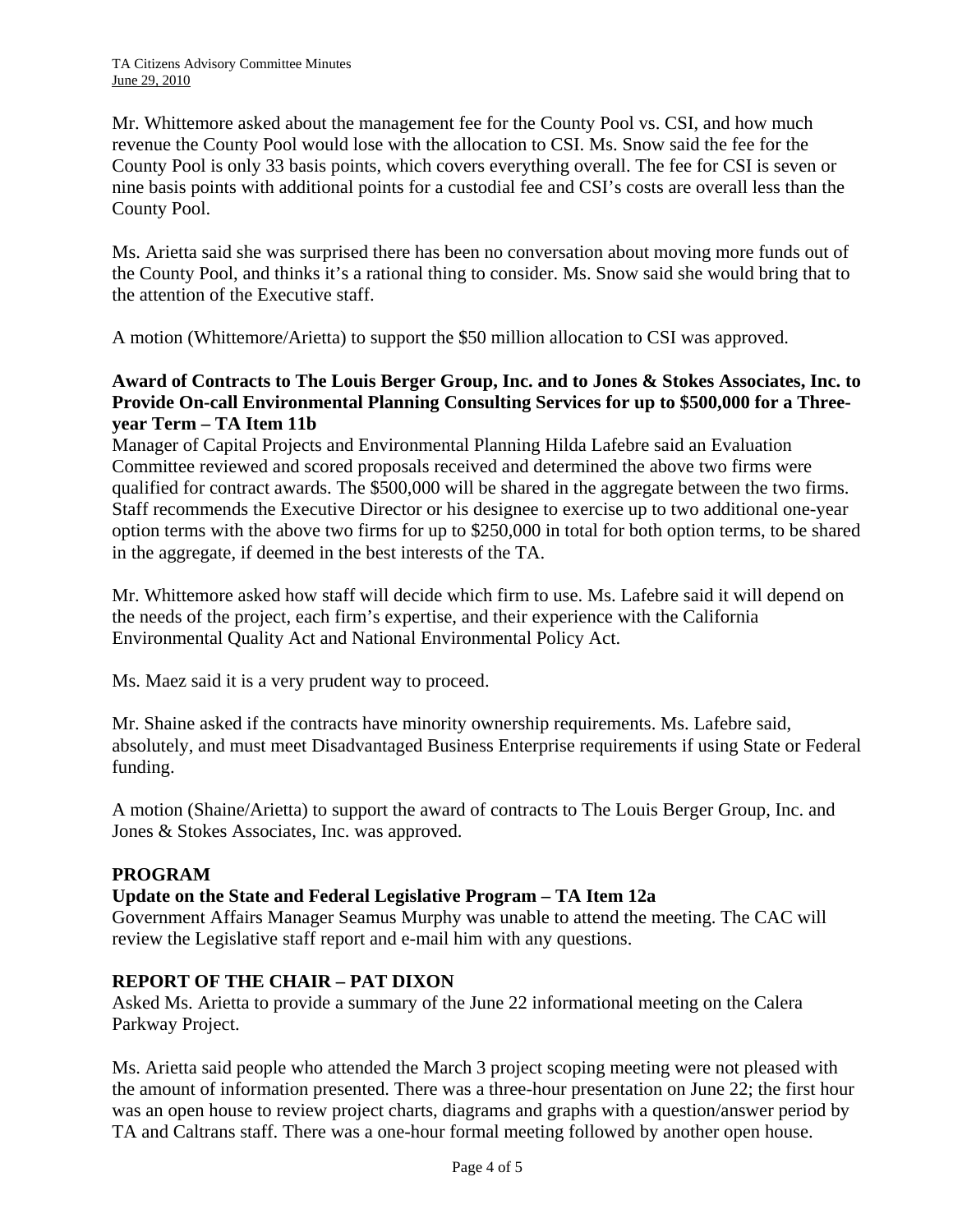Mr. Whittemore asked about the management fee for the County Pool vs. CSI, and how much revenue the County Pool would lose with the allocation to CSI. Ms. Snow said the fee for the County Pool is only 33 basis points, which covers everything overall. The fee for CSI is seven or nine basis points with additional points for a custodial fee and CSI's costs are overall less than the County Pool.

Ms. Arietta said she was surprised there has been no conversation about moving more funds out of the County Pool, and thinks it's a rational thing to consider. Ms. Snow said she would bring that to the attention of the Executive staff.

A motion (Whittemore/Arietta) to support the $50 million allocation to CSI was approved.

**Award of Contracts to The Louis Berger Group, Inc. and to Jones & Stokes Associates, Inc. to Provide On-call Environmental Planning Consulting Services for up to $500,000 for a Three-year Term – TA Item 11b**

Manager of Capital Projects and Environmental Planning Hilda Lafebre said an Evaluation Committee reviewed and scored proposals received and determined the above two firms were qualified for contract awards. The $500,000 will be shared in the aggregate between the two firms. Staff recommends the Executive Director or his designee to exercise up to two additional one-year option terms with the above two firms for up to $250,000 in total for both option terms, to be shared in the aggregate, if deemed in the best interests of the TA.

Mr. Whittemore asked how staff will decide which firm to use. Ms. Lafebre said it will depend on the needs of the project, each firm's expertise, and their experience with the California Environmental Quality Act and National Environmental Policy Act.

Ms. Maez said it is a very prudent way to proceed.

Mr. Shaine asked if the contracts have minority ownership requirements. Ms. Lafebre said, absolutely, and must meet Disadvantaged Business Enterprise requirements if using State or Federal funding.

A motion (Shaine/Arietta) to support the award of contracts to The Louis Berger Group, Inc. and Jones & Stokes Associates, Inc. was approved.

## PROGRAM

**Update on the State and Federal Legislative Program – TA Item 12a**

Government Affairs Manager Seamus Murphy was unable to attend the meeting. The CAC will review the Legislative staff report and e-mail him with any questions.

## REPORT OF THE CHAIR – PAT DIXON

Asked Ms. Arietta to provide a summary of the June 22 informational meeting on the Calera Parkway Project.

Ms. Arietta said people who attended the March 3 project scoping meeting were not pleased with the amount of information presented. There was a three-hour presentation on June 22; the first hour was an open house to review project charts, diagrams and graphs with a question/answer period by TA and Caltrans staff. There was a one-hour formal meeting followed by another open house.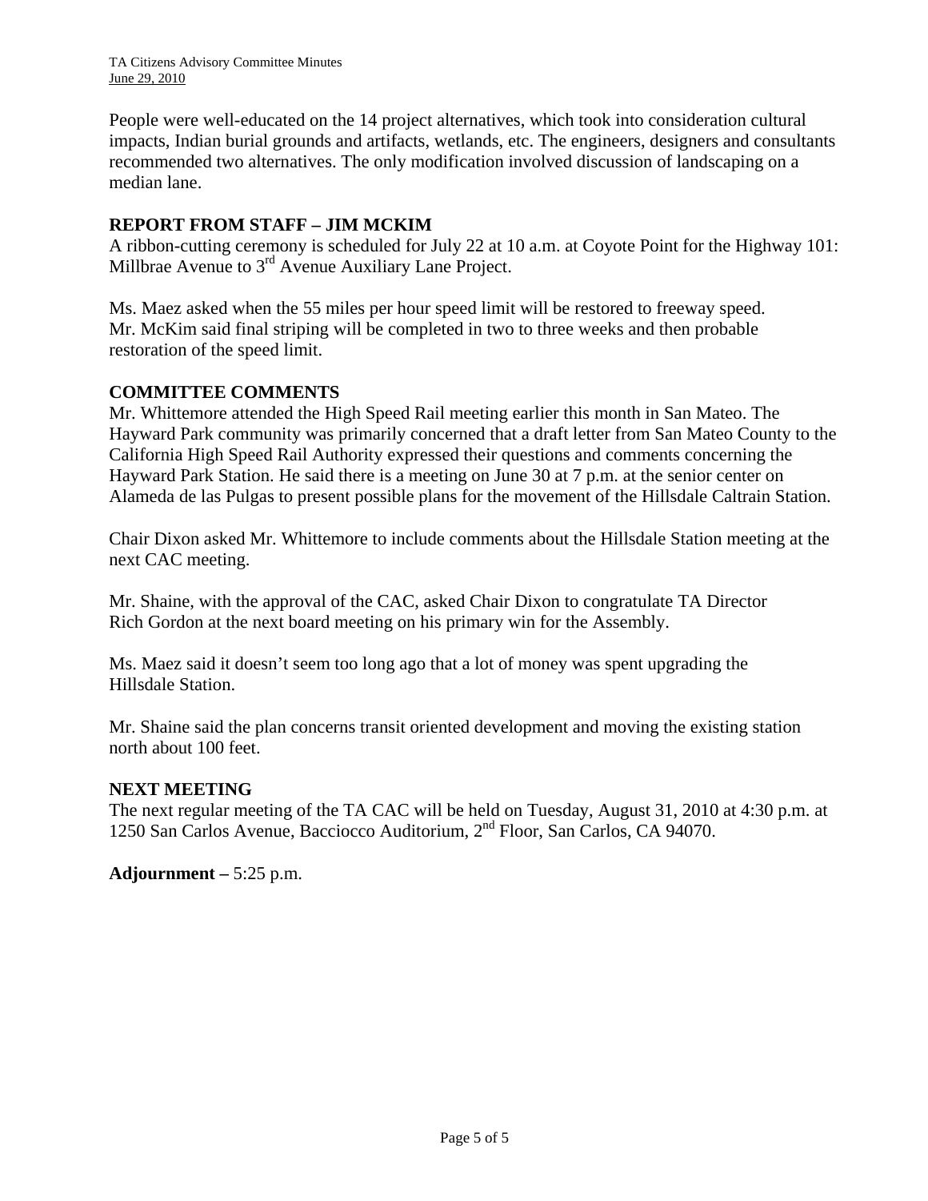People were well-educated on the 14 project alternatives, which took into consideration cultural impacts, Indian burial grounds and artifacts, wetlands, etc. The engineers, designers and consultants recommended two alternatives. The only modification involved discussion of landscaping on a median lane.

**REPORT FROM STAFF – JIM MCKIM**

A ribbon-cutting ceremony is scheduled for July 22 at 10 a.m. at Coyote Point for the Highway 101: Millbrae Avenue to 3rd Avenue Auxiliary Lane Project.

Ms. Maez asked when the 55 miles per hour speed limit will be restored to freeway speed. Mr. McKim said final striping will be completed in two to three weeks and then probable restoration of the speed limit.

**COMMITTEE COMMENTS**

Mr. Whittemore attended the High Speed Rail meeting earlier this month in San Mateo. The Hayward Park community was primarily concerned that a draft letter from San Mateo County to the California High Speed Rail Authority expressed their questions and comments concerning the Hayward Park Station. He said there is a meeting on June 30 at 7 p.m. at the senior center on Alameda de las Pulgas to present possible plans for the movement of the Hillsdale Caltrain Station.

Chair Dixon asked Mr. Whittemore to include comments about the Hillsdale Station meeting at the next CAC meeting.

Mr. Shaine, with the approval of the CAC, asked Chair Dixon to congratulate TA Director Rich Gordon at the next board meeting on his primary win for the Assembly.

Ms. Maez said it doesn't seem too long ago that a lot of money was spent upgrading the Hillsdale Station.

Mr. Shaine said the plan concerns transit oriented development and moving the existing station north about 100 feet.

**NEXT MEETING**

The next regular meeting of the TA CAC will be held on Tuesday, August 31, 2010 at 4:30 p.m. at 1250 San Carlos Avenue, Bacciocco Auditorium, 2nd Floor, San Carlos, CA 94070.

**Adjournment –** 5:25 p.m.